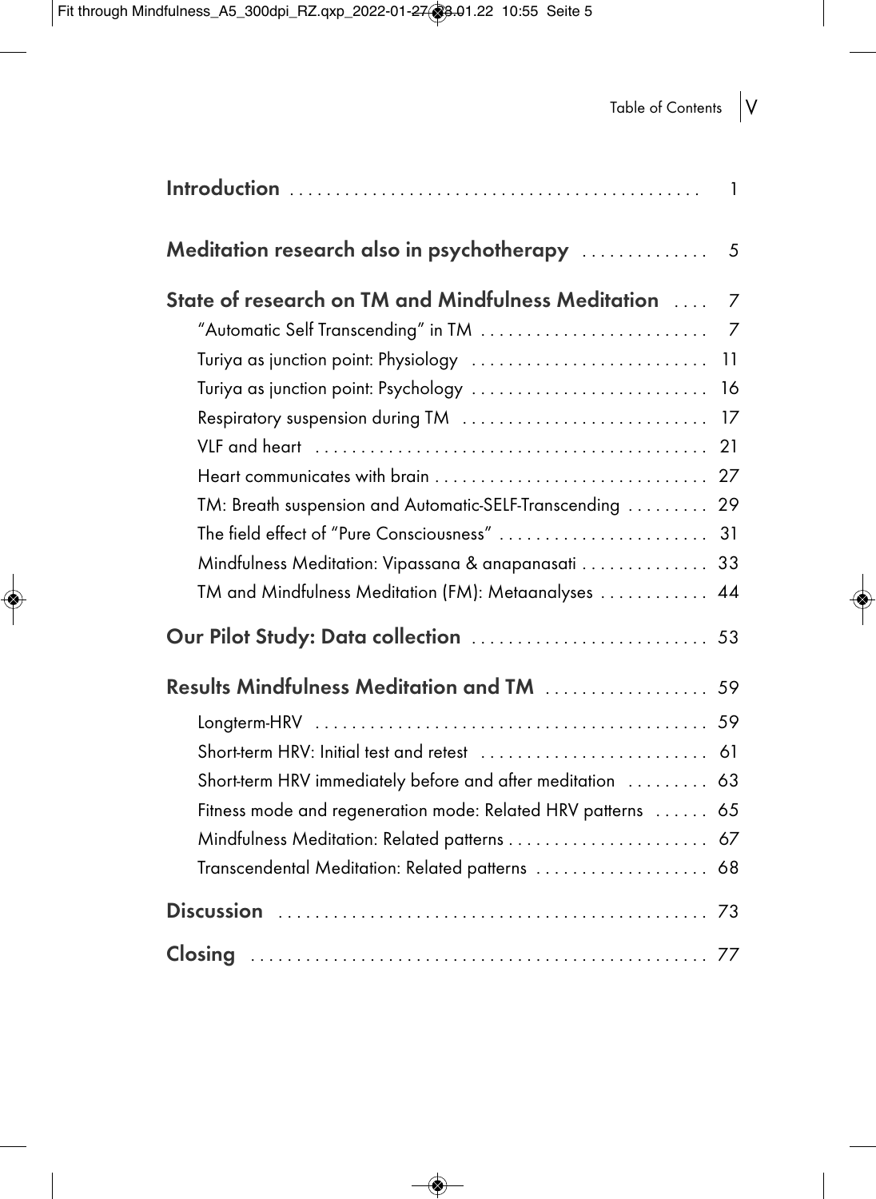| | |
|---|---|
| **Introduction** | 1 |
| **Meditation research also in psychotherapy** | 5 |
| **State of research on TM and Mindfulness Meditation** | 7 |
| "Automatic Self Transcending" in TM | 7 |
| Turiya as junction point: Physiology | 11 |
| Turiya as junction point: Psychology | 16 |
| Respiratory suspension during TM | 17 |
| VLF and heart | 21 |
| Heart communicates with brain | 27 |
| TM: Breath suspension and Automatic-SELF-Transcending | 29 |
| The field effect of "Pure Consciousness" | 31 |
| Mindfulness Meditation: Vipassana & anapanasati | 33 |
| TM and Mindfulness Meditation (FM): Metaanalyses | 44 |
| **Our Pilot Study: Data collection** | 53 |
| **Results Mindfulness Meditation and TM** | 59 |
| Longterm-HRV | 59 |
| Short-term HRV: Initial test and retest | 61 |
| Short-term HRV immediately before and after meditation | 63 |
| Fitness mode and regeneration mode: Related HRV patterns | 65 |
| Mindfulness Meditation: Related patterns | 67 |
| Transcendental Meditation: Related patterns | 68 |
| **Discussion** | 73 |
| **Closing** | 77 |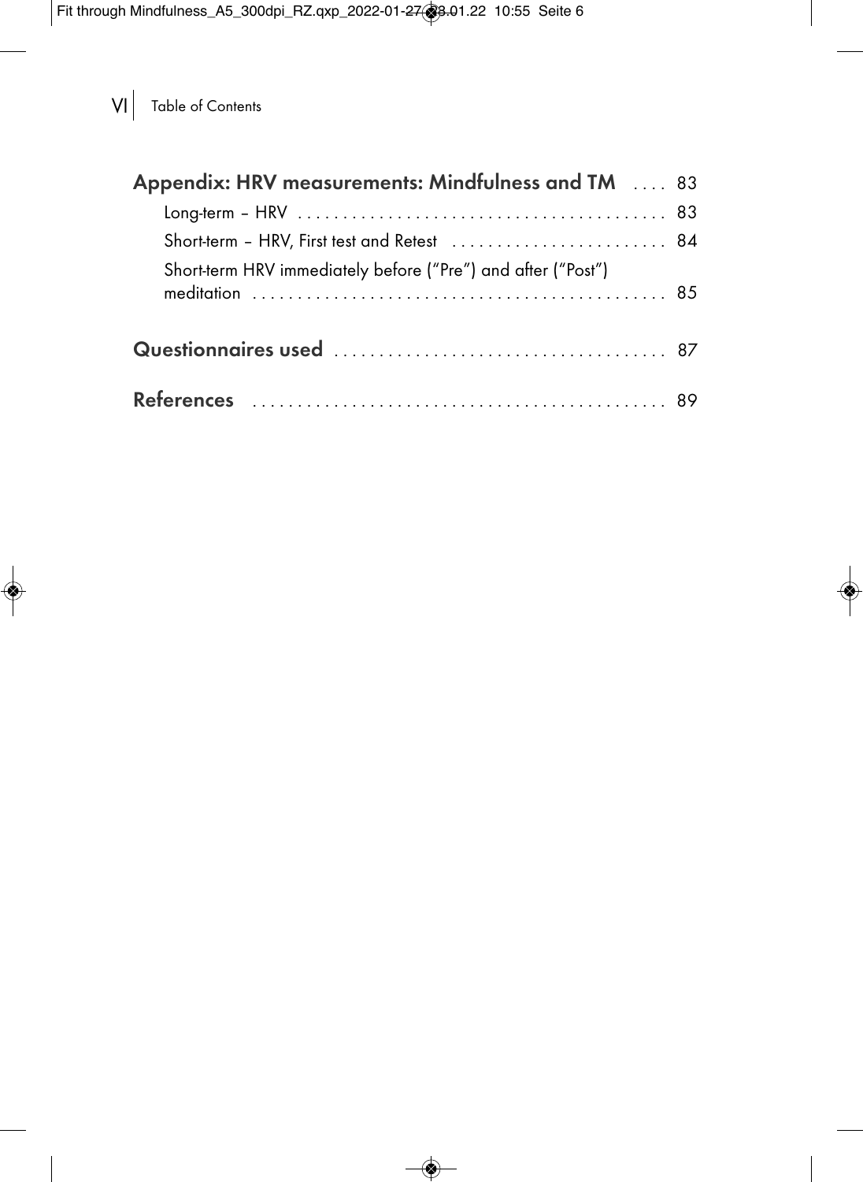**Appendix: HRV measurements: Mindfulness and TM** .... 83

- Long-term – HRV ........................................ 83
- Short-term – HRV, First test and Retest ........................ 84
- Short-term HRV immediately before ("Pre") and after ("Post") meditation ........................................ 85

**Questionnaires used** .................................... 87

**References** ............................................. 89